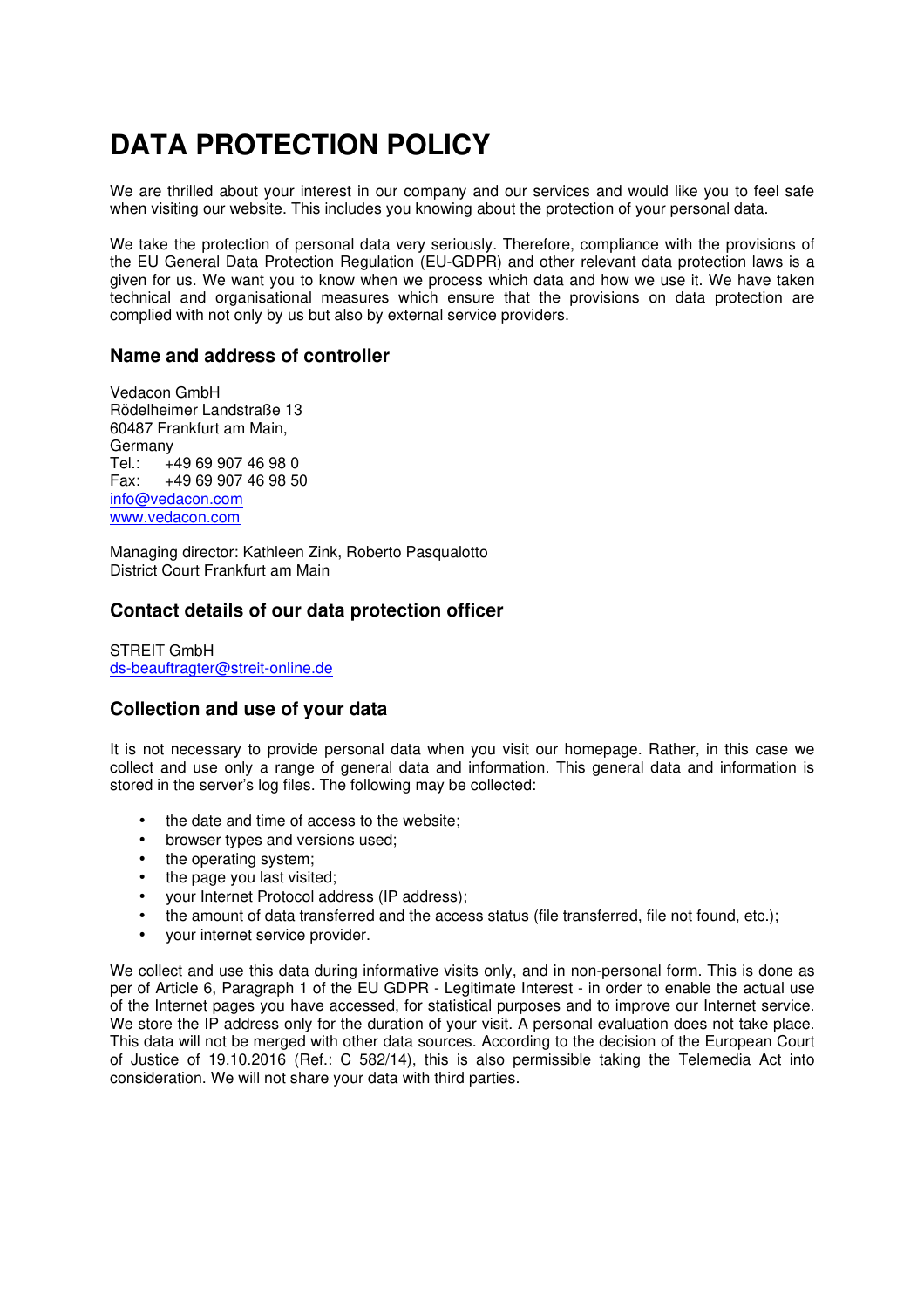# DATA PROTECTION POLICY

We are thrilled about your interest in our company and our services and would like you to feel safe when visiting our website. This includes you knowing about the protection of your personal data.

We take the protection of personal data very seriously. Therefore, compliance with the provisions of the EU General Data Protection Regulation (EU-GDPR) and other relevant data protection laws is a given for us. We want you to know when we process which data and how we use it. We have taken technical and organisational measures which ensure that the provisions on data protection are complied with not only by us but also by external service providers.

## Name and address of controller

Vedacon GmbH
Rödelheimer Landstraße 13
60487 Frankfurt am Main,
Germany
Tel.: +49 69 907 46 98 0
Fax: +49 69 907 46 98 50
info@vedacon.com
www.vedacon.com

Managing director: Kathleen Zink, Roberto Pasqualotto
District Court Frankfurt am Main

## Contact details of our data protection officer

STREIT GmbH
ds-beauftragter@streit-online.de

## Collection and use of your data

It is not necessary to provide personal data when you visit our homepage. Rather, in this case we collect and use only a range of general data and information. This general data and information is stored in the server's log files. The following may be collected:

- the date and time of access to the website;
- browser types and versions used;
- the operating system;
- the page you last visited;
- your Internet Protocol address (IP address);
- the amount of data transferred and the access status (file transferred, file not found, etc.);
- your internet service provider.

We collect and use this data during informative visits only, and in non-personal form. This is done as per of Article 6, Paragraph 1 of the EU GDPR - Legitimate Interest - in order to enable the actual use of the Internet pages you have accessed, for statistical purposes and to improve our Internet service. We store the IP address only for the duration of your visit. A personal evaluation does not take place. This data will not be merged with other data sources. According to the decision of the European Court of Justice of 19.10.2016 (Ref.: C 582/14), this is also permissible taking the Telemedia Act into consideration. We will not share your data with third parties.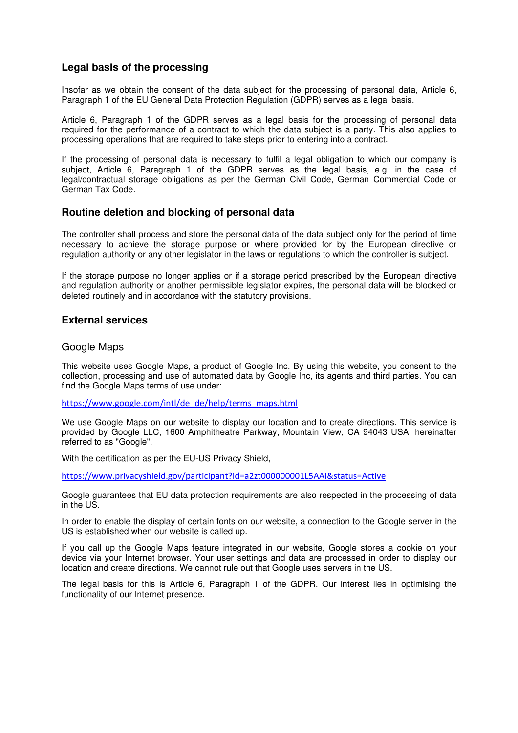## Legal basis of the processing

Insofar as we obtain the consent of the data subject for the processing of personal data, Article 6, Paragraph 1 of the EU General Data Protection Regulation (GDPR) serves as a legal basis.

Article 6, Paragraph 1 of the GDPR serves as a legal basis for the processing of personal data required for the performance of a contract to which the data subject is a party. This also applies to processing operations that are required to take steps prior to entering into a contract.

If the processing of personal data is necessary to fulfil a legal obligation to which our company is subject, Article 6, Paragraph 1 of the GDPR serves as the legal basis, e.g. in the case of legal/contractual storage obligations as per the German Civil Code, German Commercial Code or German Tax Code.

## Routine deletion and blocking of personal data

The controller shall process and store the personal data of the data subject only for the period of time necessary to achieve the storage purpose or where provided for by the European directive or regulation authority or any other legislator in the laws or regulations to which the controller is subject.

If the storage purpose no longer applies or if a storage period prescribed by the European directive and regulation authority or another permissible legislator expires, the personal data will be blocked or deleted routinely and in accordance with the statutory provisions.

## External services

### Google Maps

This website uses Google Maps, a product of Google Inc. By using this website, you consent to the collection, processing and use of automated data by Google Inc, its agents and third parties. You can find the Google Maps terms of use under:

https://www.google.com/intl/de_de/help/terms_maps.html

We use Google Maps on our website to display our location and to create directions. This service is provided by Google LLC, 1600 Amphitheatre Parkway, Mountain View, CA 94043 USA, hereinafter referred to as "Google".

With the certification as per the EU-US Privacy Shield,

https://www.privacyshield.gov/participant?id=a2zt000000001L5AAI&status=Active

Google guarantees that EU data protection requirements are also respected in the processing of data in the US.

In order to enable the display of certain fonts on our website, a connection to the Google server in the US is established when our website is called up.

If you call up the Google Maps feature integrated in our website, Google stores a cookie on your device via your Internet browser. Your user settings and data are processed in order to display our location and create directions. We cannot rule out that Google uses servers in the US.

The legal basis for this is Article 6, Paragraph 1 of the GDPR. Our interest lies in optimising the functionality of our Internet presence.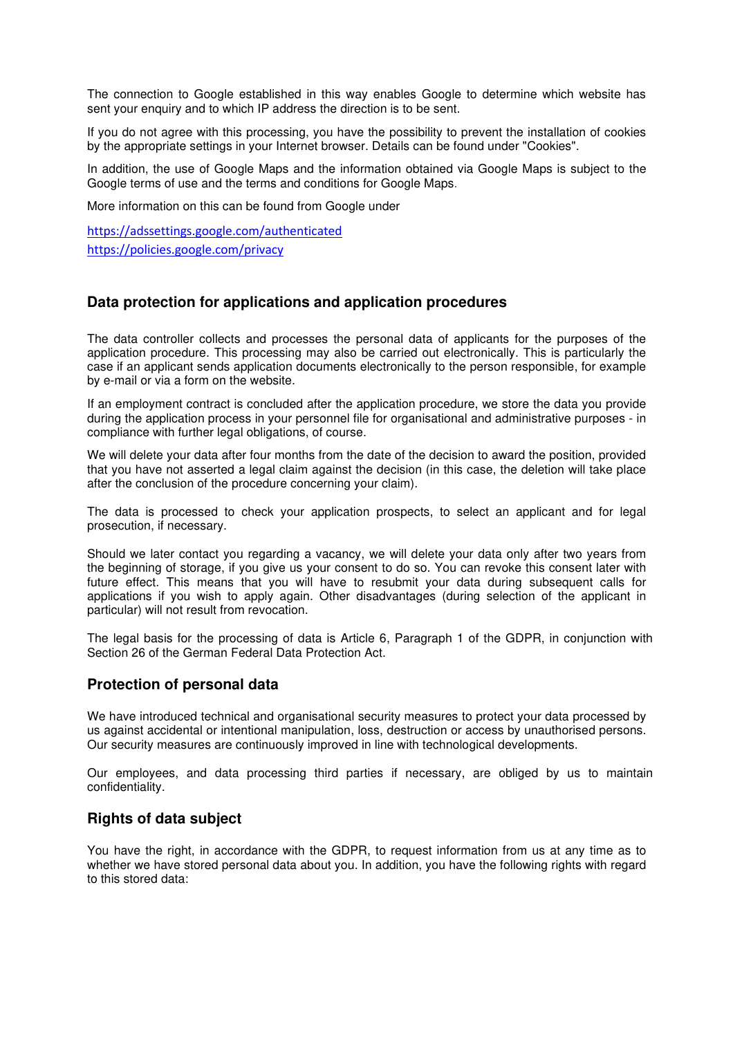The connection to Google established in this way enables Google to determine which website has sent your enquiry and to which IP address the direction is to be sent.

If you do not agree with this processing, you have the possibility to prevent the installation of cookies by the appropriate settings in your Internet browser. Details can be found under "Cookies".

In addition, the use of Google Maps and the information obtained via Google Maps is subject to the Google terms of use and the terms and conditions for Google Maps.

More information on this can be found from Google under

https://adssettings.google.com/authenticated
https://policies.google.com/privacy

## Data protection for applications and application procedures

The data controller collects and processes the personal data of applicants for the purposes of the application procedure. This processing may also be carried out electronically. This is particularly the case if an applicant sends application documents electronically to the person responsible, for example by e-mail or via a form on the website.

If an employment contract is concluded after the application procedure, we store the data you provide during the application process in your personnel file for organisational and administrative purposes - in compliance with further legal obligations, of course.

We will delete your data after four months from the date of the decision to award the position, provided that you have not asserted a legal claim against the decision (in this case, the deletion will take place after the conclusion of the procedure concerning your claim).

The data is processed to check your application prospects, to select an applicant and for legal prosecution, if necessary.

Should we later contact you regarding a vacancy, we will delete your data only after two years from the beginning of storage, if you give us your consent to do so. You can revoke this consent later with future effect. This means that you will have to resubmit your data during subsequent calls for applications if you wish to apply again. Other disadvantages (during selection of the applicant in particular) will not result from revocation.

The legal basis for the processing of data is Article 6, Paragraph 1 of the GDPR, in conjunction with Section 26 of the German Federal Data Protection Act.

## Protection of personal data

We have introduced technical and organisational security measures to protect your data processed by us against accidental or intentional manipulation, loss, destruction or access by unauthorised persons. Our security measures are continuously improved in line with technological developments.

Our employees, and data processing third parties if necessary, are obliged by us to maintain confidentiality.

## Rights of data subject

You have the right, in accordance with the GDPR, to request information from us at any time as to whether we have stored personal data about you. In addition, you have the following rights with regard to this stored data: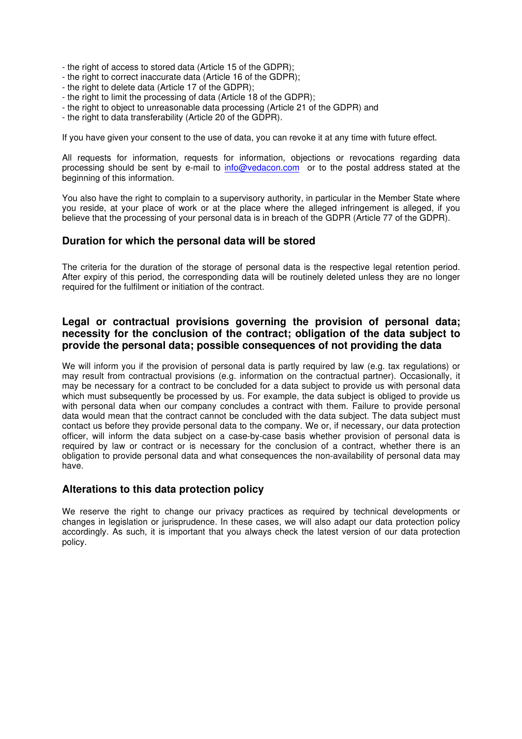- the right of access to stored data (Article 15 of the GDPR);
- the right to correct inaccurate data (Article 16 of the GDPR);
- the right to delete data (Article 17 of the GDPR);
- the right to limit the processing of data (Article 18 of the GDPR);
- the right to object to unreasonable data processing (Article 21 of the GDPR) and
- the right to data transferability (Article 20 of the GDPR).

If you have given your consent to the use of data, you can revoke it at any time with future effect.

All requests for information, requests for information, objections or revocations regarding data processing should be sent by e-mail to info@vedacon.com or to the postal address stated at the beginning of this information.

You also have the right to complain to a supervisory authority, in particular in the Member State where you reside, at your place of work or at the place where the alleged infringement is alleged, if you believe that the processing of your personal data is in breach of the GDPR (Article 77 of the GDPR).

## Duration for which the personal data will be stored

The criteria for the duration of the storage of personal data is the respective legal retention period. After expiry of this period, the corresponding data will be routinely deleted unless they are no longer required for the fulfilment or initiation of the contract.

## Legal or contractual provisions governing the provision of personal data; necessity for the conclusion of the contract; obligation of the data subject to provide the personal data; possible consequences of not providing the data

We will inform you if the provision of personal data is partly required by law (e.g. tax regulations) or may result from contractual provisions (e.g. information on the contractual partner). Occasionally, it may be necessary for a contract to be concluded for a data subject to provide us with personal data which must subsequently be processed by us. For example, the data subject is obliged to provide us with personal data when our company concludes a contract with them. Failure to provide personal data would mean that the contract cannot be concluded with the data subject. The data subject must contact us before they provide personal data to the company. We or, if necessary, our data protection officer, will inform the data subject on a case-by-case basis whether provision of personal data is required by law or contract or is necessary for the conclusion of a contract, whether there is an obligation to provide personal data and what consequences the non-availability of personal data may have.

## Alterations to this data protection policy

We reserve the right to change our privacy practices as required by technical developments or changes in legislation or jurisprudence. In these cases, we will also adapt our data protection policy accordingly. As such, it is important that you always check the latest version of our data protection policy.